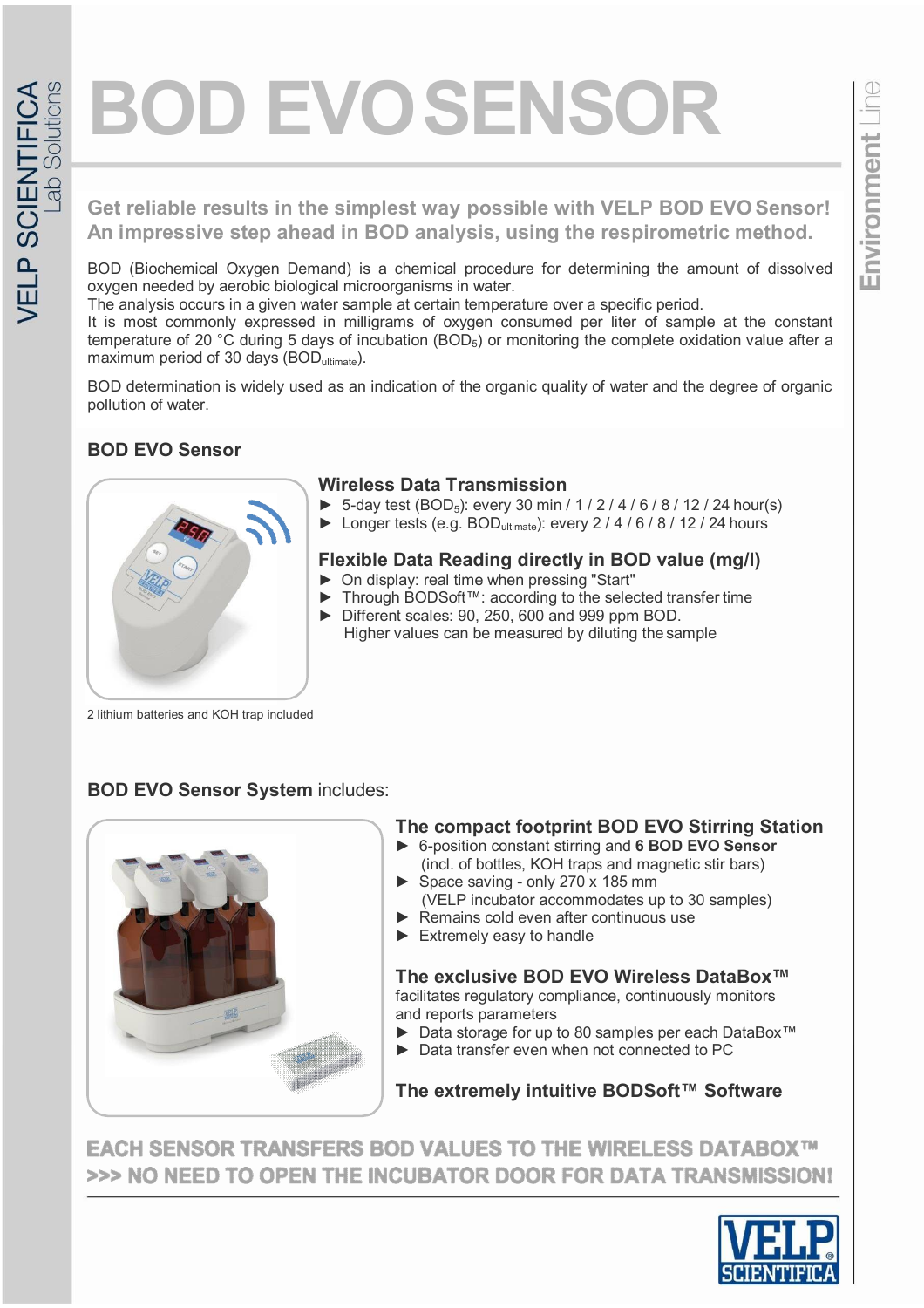# BOD EVO SENSOR

## Get reliable results in the simplest way possible with VELP BOD EVO Sensor! An impressive step ahead in BOD analysis, using the respirometric method.

BOD (Biochemical Oxygen Demand) is a chemical procedure for determining the amount of dissolved oxygen needed by aerobic biological microorganisms in water.
The analysis occurs in a given water sample at certain temperature over a specific period.
It is most commonly expressed in milligrams of oxygen consumed per liter of sample at the constant temperature of 20 °C during 5 days of incubation ($BOD_5$) or monitoring the complete oxidation value after a maximum period of 30 days ($BOD_{ultimate}$).

BOD determination is widely used as an indication of the organic quality of water and the degree of organic pollution of water.

### BOD EVO Sensor

2 lithium batteries and KOH trap included

#### Wireless Data Transmission

- 5-day test ($BOD_5$): every 30 min / 1 / 2 / 4 / 6 / 8 / 12 / 24 hour(s)
- Longer tests (e.g. $BOD_{ultimate}$): every 2 / 4 / 6 / 8 / 12 / 24 hours

#### Flexible Data Reading directly in BOD value (mg/l)

- On display: real time when pressing "Start"
- Through BODSoft™: according to the selected transfer time
- Different scales: 90, 250, 600 and 999 ppm BOD.
  Higher values can be measured by diluting the sample

### BOD EVO Sensor System includes:

#### The compact footprint BOD EVO Stirring Station

- 6-position constant stirring and **6 BOD EVO Sensor** (incl. of bottles, KOH traps and magnetic stir bars)
- Space saving - only 270 x 185 mm (VELP incubator accommodates up to 30 samples)
- Remains cold even after continuous use
- Extremely easy to handle

#### The exclusive BOD EVO Wireless DataBox™

facilitates regulatory compliance, continuously monitors and reports parameters

- Data storage for up to 80 samples per each DataBox™
- Data transfer even when not connected to PC

#### The extremely intuitive BODSoft™ Software

**EACH SENSOR TRANSFERS BOD VALUES TO THE WIRELESS DATABOX™**
**>>> NO NEED TO OPEN THE INCUBATOR DOOR FOR DATA TRANSMISSION!**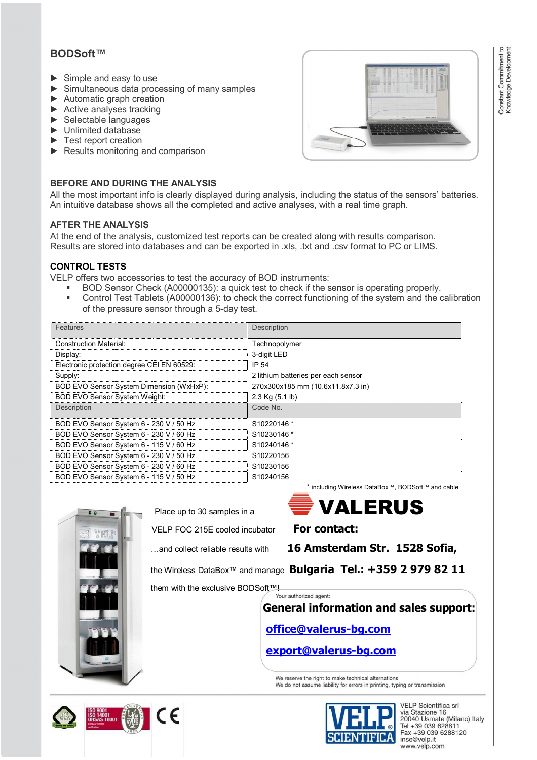## BODSoft™

- Simple and easy to use
- Simultaneous data processing of many samples
- Automatic graph creation
- Active analyses tracking
- Selectable languages
- Unlimited database
- Test report creation
- Results monitoring and comparison

### BEFORE AND DURING THE ANALYSIS

All the most important info is clearly displayed during analysis, including the status of the sensors' batteries. An intuitive database shows all the completed and active analyses, with a real time graph.

### AFTER THE ANALYSIS

At the end of the analysis, customized test reports can be created along with results comparison. Results are stored into databases and can be exported in .xls, .txt and .csv format to PC or LIMS.

### CONTROL TESTS

VELP offers two accessories to test the accuracy of BOD instruments:

- BOD Sensor Check (A00000135): a quick test to check if the sensor is operating properly.
- Control Test Tablets (A00000136): to check the correct functioning of the system and the calibration of the pressure sensor through a 5-day test.

| Features | Description |
|---|---|
| Construction Material: | Technopolymer |
| Display: | 3-digit LED |
| Electronic protection degree CEI EN 60529: | IP 54 |
| Supply: | 2 lithium batteries per each sensor |
| BOD EVO Sensor System Dimension (WxHxP): | 270x300x185 mm (10.6x11.8x7.3 in) |
| BOD EVO Sensor System Weight: | 2.3 Kg (5.1 lb) |
| **Description** | **Code No.** |
| BOD EVO Sensor System 6 - 230 V / 50 Hz | S10220146 * |
| BOD EVO Sensor System 6 - 230 V / 60 Hz | S10230146 * |
| BOD EVO Sensor System 6 - 115 V / 60 Hz | S10240146 * |
| BOD EVO Sensor System 6 - 230 V / 50 Hz | S10220156 |
| BOD EVO Sensor System 6 - 230 V / 60 Hz | S10230156 |
| BOD EVO Sensor System 6 - 115 V / 50 Hz | S10240156 |

\* including Wireless DataBox™, BODSoft™ and cable

Place up to 30 samples in a VELP FOC 215E cooled incubator …and collect reliable results with the Wireless DataBox™ and manage them with the exclusive BODSoft™!

**VALERUS**

**For contact:**

**16 Amsterdam Str. 1528 Sofia, Bulgaria Tel.: +359 2 979 82 11**

Your authorized agent:

**General information and sales support:**

**office@valerus-bg.com**

**export@valerus-bg.com**

We reserve the right to make technical alternations
We do not assume liability for errors in printing, typing or transmission

ISO 9001
ISO 14001
OHSAS 18001

VELP Scientifica srl
via Stazione 16
20040 Usmate (Milano) Italy
Tel +39 039 628811
Fax +39 039 6288120
insce@velp.it
www.velp.com

Constant Commitment to Knowledge Development